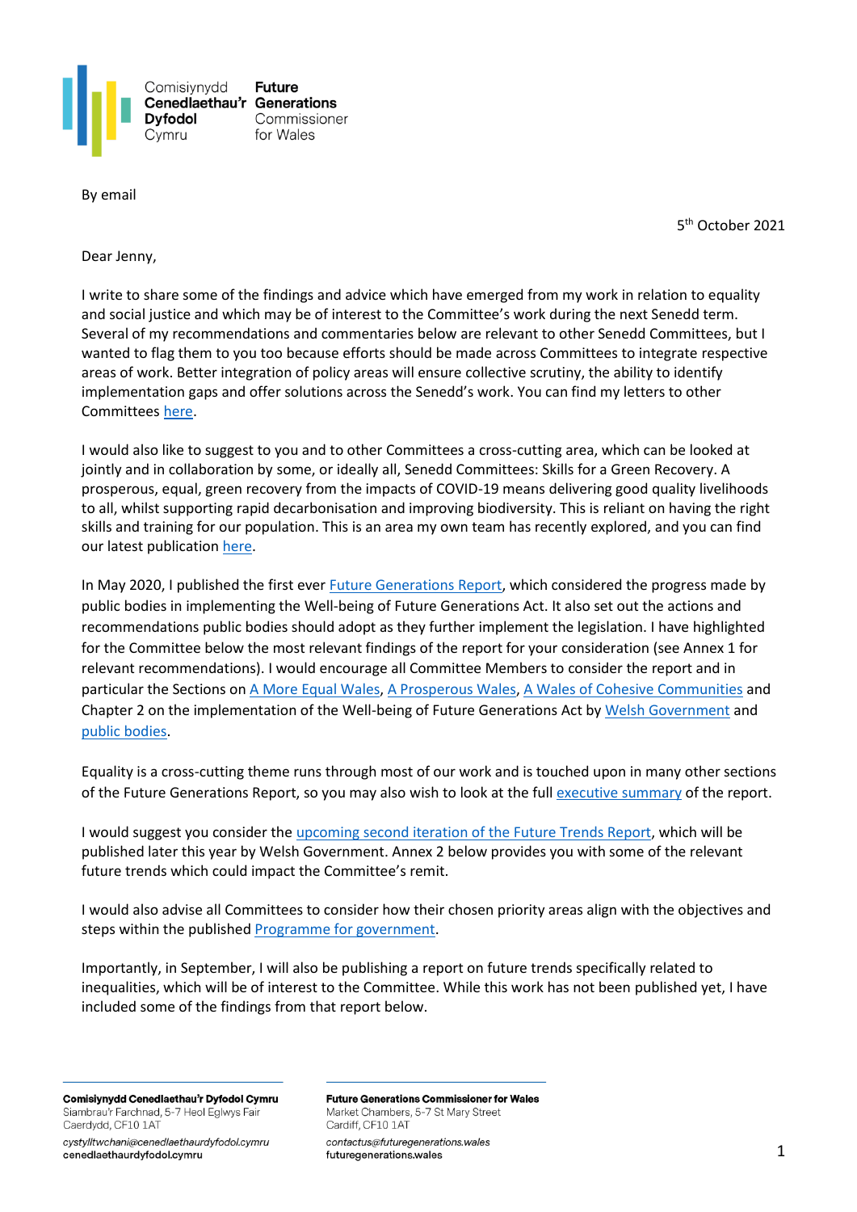Comisiynydd Cenedlaethau'r Dyfodol Cymru
**Future Generations** Commissioner for Wales

By email

5th October 2021

Dear Jenny,

I write to share some of the findings and advice which have emerged from my work in relation to equality and social justice and which may be of interest to the Committee's work during the next Senedd term. Several of my recommendations and commentaries below are relevant to other Senedd Committees, but I wanted to flag them to you too because efforts should be made across Committees to integrate respective areas of work. Better integration of policy areas will ensure collective scrutiny, the ability to identify implementation gaps and offer solutions across the Senedd's work. You can find my letters to other Committees here.

I would also like to suggest to you and to other Committees a cross-cutting area, which can be looked at jointly and in collaboration by some, or ideally all, Senedd Committees: Skills for a Green Recovery. A prosperous, equal, green recovery from the impacts of COVID-19 means delivering good quality livelihoods to all, whilst supporting rapid decarbonisation and improving biodiversity. This is reliant on having the right skills and training for our population. This is an area my own team has recently explored, and you can find our latest publication here.

In May 2020, I published the first ever Future Generations Report, which considered the progress made by public bodies in implementing the Well-being of Future Generations Act. It also set out the actions and recommendations public bodies should adopt as they further implement the legislation. I have highlighted for the Committee below the most relevant findings of the report for your consideration (see Annex 1 for relevant recommendations). I would encourage all Committee Members to consider the report and in particular the Sections on A More Equal Wales, A Prosperous Wales, A Wales of Cohesive Communities and Chapter 2 on the implementation of the Well-being of Future Generations Act by Welsh Government and public bodies.

Equality is a cross-cutting theme runs through most of our work and is touched upon in many other sections of the Future Generations Report, so you may also wish to look at the full executive summary of the report.

I would suggest you consider the upcoming second iteration of the Future Trends Report, which will be published later this year by Welsh Government. Annex 2 below provides you with some of the relevant future trends which could impact the Committee's remit.

I would also advise all Committees to consider how their chosen priority areas align with the objectives and steps within the published Programme for government.

Importantly, in September, I will also be publishing a report on future trends specifically related to inequalities, which will be of interest to the Committee. While this work has not been published yet, I have included some of the findings from that report below.

**Comisiynydd Cenedlaethau'r Dyfodol Cymru**
Siambrau'r Farchnad, 5-7 Heol Eglwys Fair
Caerdydd, CF10 1AT
*cystylltwchani@cenedlaethaurdyfodol.cymru*
cenedlaethaurdyfodol.cymru

**Future Generations Commissioner for Wales**
Market Chambers, 5-7 St Mary Street
Cardiff, CF10 1AT
*contactus@futuregenerations.wales*
futuregenerations.wales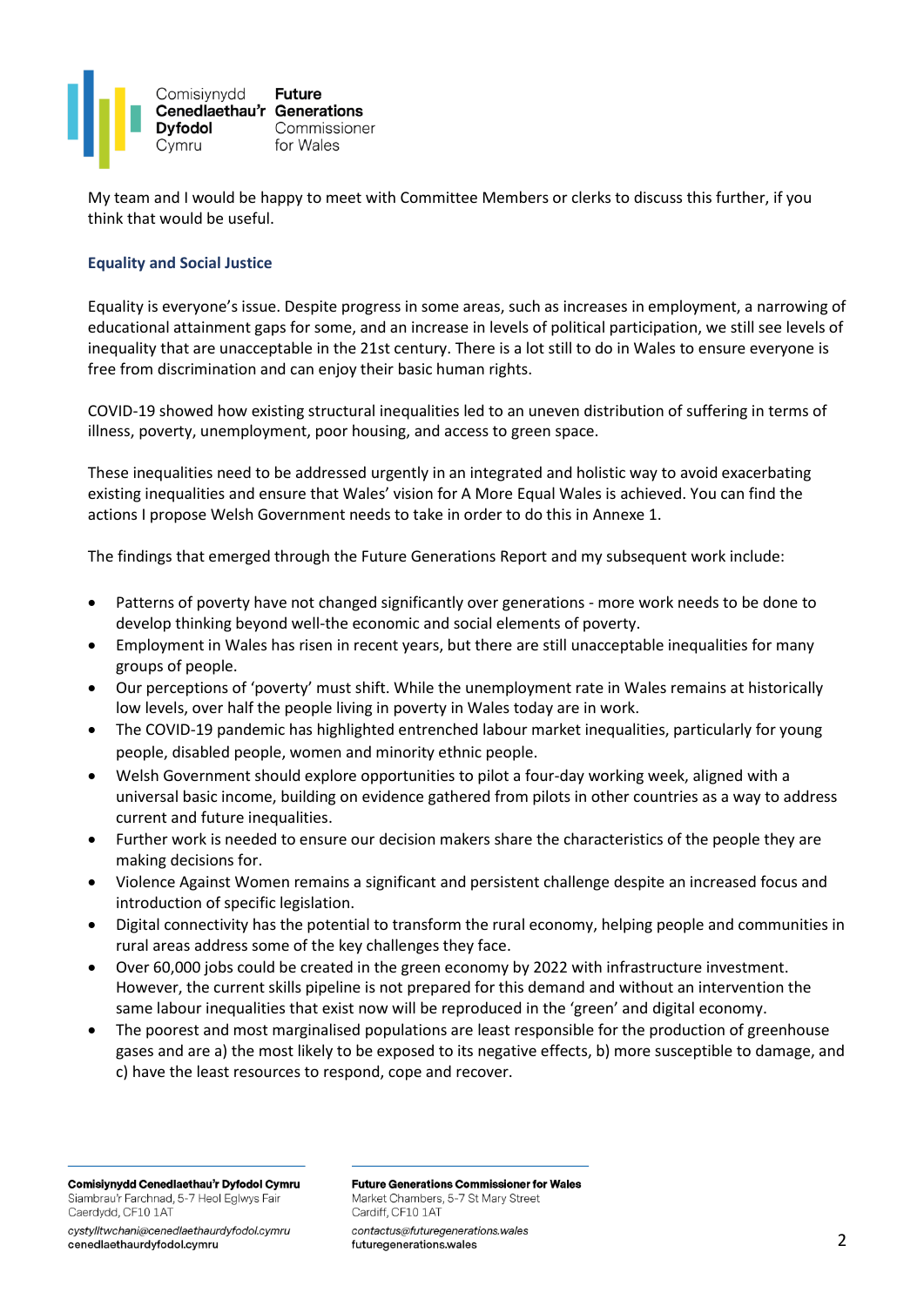My team and I would be happy to meet with Committee Members or clerks to discuss this further, if you think that would be useful.

### Equality and Social Justice

Equality is everyone's issue. Despite progress in some areas, such as increases in employment, a narrowing of educational attainment gaps for some, and an increase in levels of political participation, we still see levels of inequality that are unacceptable in the 21st century. There is a lot still to do in Wales to ensure everyone is free from discrimination and can enjoy their basic human rights.

COVID-19 showed how existing structural inequalities led to an uneven distribution of suffering in terms of illness, poverty, unemployment, poor housing, and access to green space.

These inequalities need to be addressed urgently in an integrated and holistic way to avoid exacerbating existing inequalities and ensure that Wales' vision for A More Equal Wales is achieved. You can find the actions I propose Welsh Government needs to take in order to do this in Annexe 1.

The findings that emerged through the Future Generations Report and my subsequent work include:

- Patterns of poverty have not changed significantly over generations - more work needs to be done to develop thinking beyond well-the economic and social elements of poverty.
- Employment in Wales has risen in recent years, but there are still unacceptable inequalities for many groups of people.
- Our perceptions of 'poverty' must shift. While the unemployment rate in Wales remains at historically low levels, over half the people living in poverty in Wales today are in work.
- The COVID-19 pandemic has highlighted entrenched labour market inequalities, particularly for young people, disabled people, women and minority ethnic people.
- Welsh Government should explore opportunities to pilot a four-day working week, aligned with a universal basic income, building on evidence gathered from pilots in other countries as a way to address current and future inequalities.
- Further work is needed to ensure our decision makers share the characteristics of the people they are making decisions for.
- Violence Against Women remains a significant and persistent challenge despite an increased focus and introduction of specific legislation.
- Digital connectivity has the potential to transform the rural economy, helping people and communities in rural areas address some of the key challenges they face.
- Over 60,000 jobs could be created in the green economy by 2022 with infrastructure investment. However, the current skills pipeline is not prepared for this demand and without an intervention the same labour inequalities that exist now will be reproduced in the 'green' and digital economy.
- The poorest and most marginalised populations are least responsible for the production of greenhouse gases and are a) the most likely to be exposed to its negative effects, b) more susceptible to damage, and c) have the least resources to respond, cope and recover.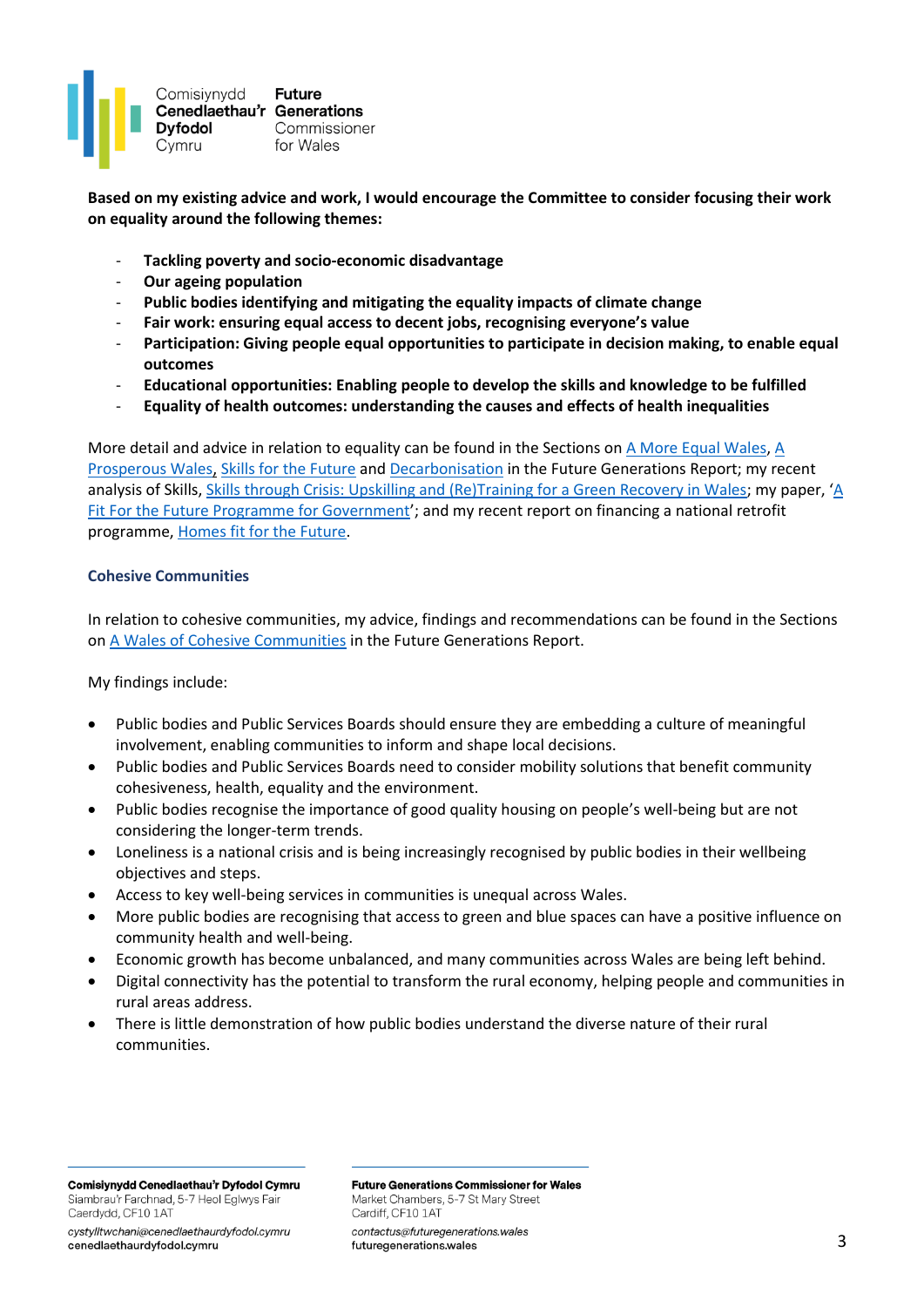**Based on my existing advice and work, I would encourage the Committee to consider focusing their work on equality around the following themes:**

- **Tackling poverty and socio-economic disadvantage**
- **Our ageing population**
- **Public bodies identifying and mitigating the equality impacts of climate change**
- **Fair work: ensuring equal access to decent jobs, recognising everyone's value**
- **Participation: Giving people equal opportunities to participate in decision making, to enable equal outcomes**
- **Educational opportunities: Enabling people to develop the skills and knowledge to be fulfilled**
- **Equality of health outcomes: understanding the causes and effects of health inequalities**

More detail and advice in relation to equality can be found in the Sections on A More Equal Wales, A Prosperous Wales, Skills for the Future and Decarbonisation in the Future Generations Report; my recent analysis of Skills, Skills through Crisis: Upskilling and (Re)Training for a Green Recovery in Wales; my paper, 'A Fit For the Future Programme for Government'; and my recent report on financing a national retrofit programme, Homes fit for the Future.

### Cohesive Communities

In relation to cohesive communities, my advice, findings and recommendations can be found in the Sections on A Wales of Cohesive Communities in the Future Generations Report.

My findings include:

- Public bodies and Public Services Boards should ensure they are embedding a culture of meaningful involvement, enabling communities to inform and shape local decisions.
- Public bodies and Public Services Boards need to consider mobility solutions that benefit community cohesiveness, health, equality and the environment.
- Public bodies recognise the importance of good quality housing on people's well-being but are not considering the longer-term trends.
- Loneliness is a national crisis and is being increasingly recognised by public bodies in their wellbeing objectives and steps.
- Access to key well-being services in communities is unequal across Wales.
- More public bodies are recognising that access to green and blue spaces can have a positive influence on community health and well-being.
- Economic growth has become unbalanced, and many communities across Wales are being left behind.
- Digital connectivity has the potential to transform the rural economy, helping people and communities in rural areas address.
- There is little demonstration of how public bodies understand the diverse nature of their rural communities.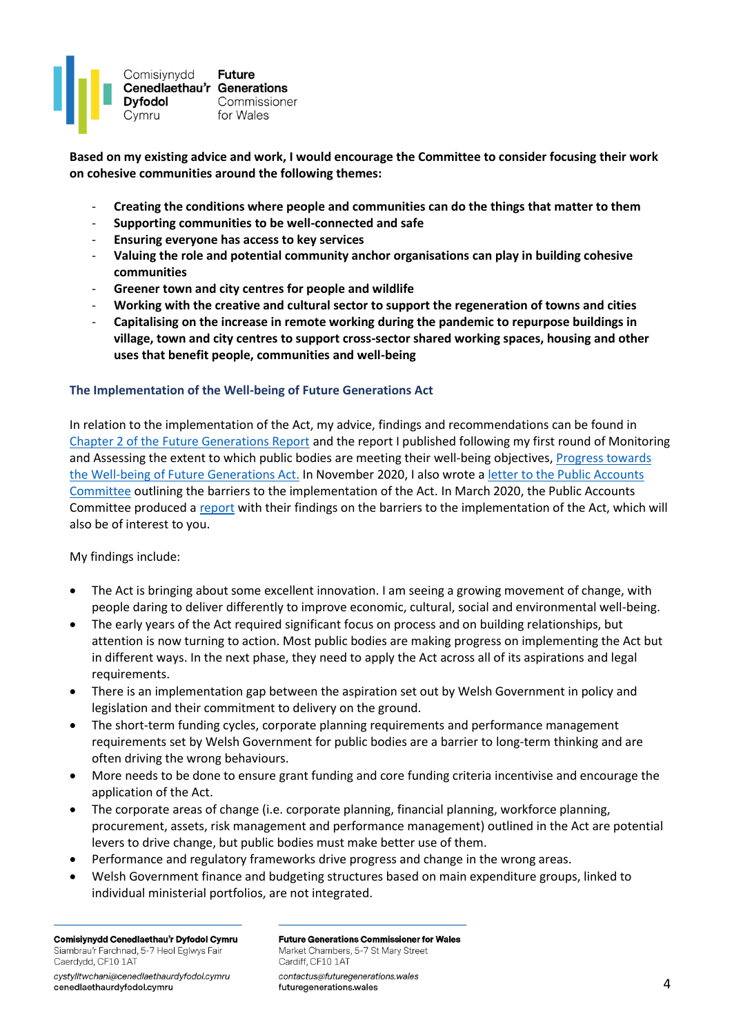**Based on my existing advice and work, I would encourage the Committee to consider focusing their work on cohesive communities around the following themes:**

- **Creating the conditions where people and communities can do the things that matter to them**
- **Supporting communities to be well-connected and safe**
- **Ensuring everyone has access to key services**
- **Valuing the role and potential community anchor organisations can play in building cohesive communities**
- **Greener town and city centres for people and wildlife**
- **Working with the creative and cultural sector to support the regeneration of towns and cities**
- **Capitalising on the increase in remote working during the pandemic to repurpose buildings in village, town and city centres to support cross-sector shared working spaces, housing and other uses that benefit people, communities and well-being**

### The Implementation of the Well-being of Future Generations Act

In relation to the implementation of the Act, my advice, findings and recommendations can be found in Chapter 2 of the Future Generations Report and the report I published following my first round of Monitoring and Assessing the extent to which public bodies are meeting their well-being objectives, Progress towards the Well-being of Future Generations Act. In November 2020, I also wrote a letter to the Public Accounts Committee outlining the barriers to the implementation of the Act. In March 2020, the Public Accounts Committee produced a report with their findings on the barriers to the implementation of the Act, which will also be of interest to you.

My findings include:

- The Act is bringing about some excellent innovation. I am seeing a growing movement of change, with people daring to deliver differently to improve economic, cultural, social and environmental well-being.
- The early years of the Act required significant focus on process and on building relationships, but attention is now turning to action. Most public bodies are making progress on implementing the Act but in different ways. In the next phase, they need to apply the Act across all of its aspirations and legal requirements.
- There is an implementation gap between the aspiration set out by Welsh Government in policy and legislation and their commitment to delivery on the ground.
- The short-term funding cycles, corporate planning requirements and performance management requirements set by Welsh Government for public bodies are a barrier to long-term thinking and are often driving the wrong behaviours.
- More needs to be done to ensure grant funding and core funding criteria incentivise and encourage the application of the Act.
- The corporate areas of change (i.e. corporate planning, financial planning, workforce planning, procurement, assets, risk management and performance management) outlined in the Act are potential levers to drive change, but public bodies must make better use of them.
- Performance and regulatory frameworks drive progress and change in the wrong areas.
- Welsh Government finance and budgeting structures based on main expenditure groups, linked to individual ministerial portfolios, are not integrated.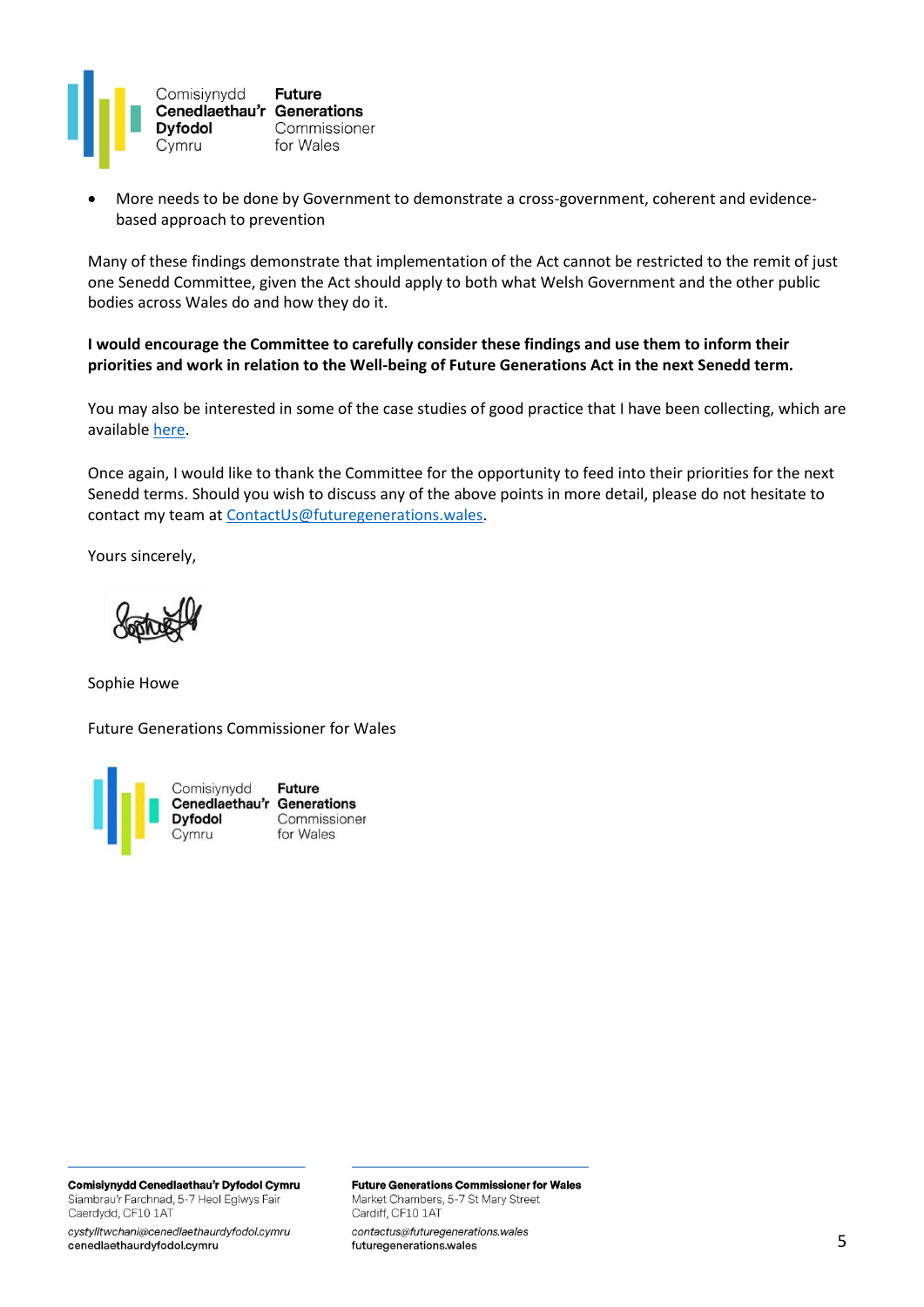- More needs to be done by Government to demonstrate a cross-government, coherent and evidence-based approach to prevention

Many of these findings demonstrate that implementation of the Act cannot be restricted to the remit of just one Senedd Committee, given the Act should apply to both what Welsh Government and the other public bodies across Wales do and how they do it.

**I would encourage the Committee to carefully consider these findings and use them to inform their priorities and work in relation to the Well-being of Future Generations Act in the next Senedd term.**

You may also be interested in some of the case studies of good practice that I have been collecting, which are available here.

Once again, I would like to thank the Committee for the opportunity to feed into their priorities for the next Senedd terms. Should you wish to discuss any of the above points in more detail, please do not hesitate to contact my team at ContactUs@futuregenerations.wales.

Yours sincerely,

Sophie Howe

Future Generations Commissioner for Wales

Comisiynydd Cenedlaethau'r Dyfodol Cymru | Future Generations Commissioner for Wales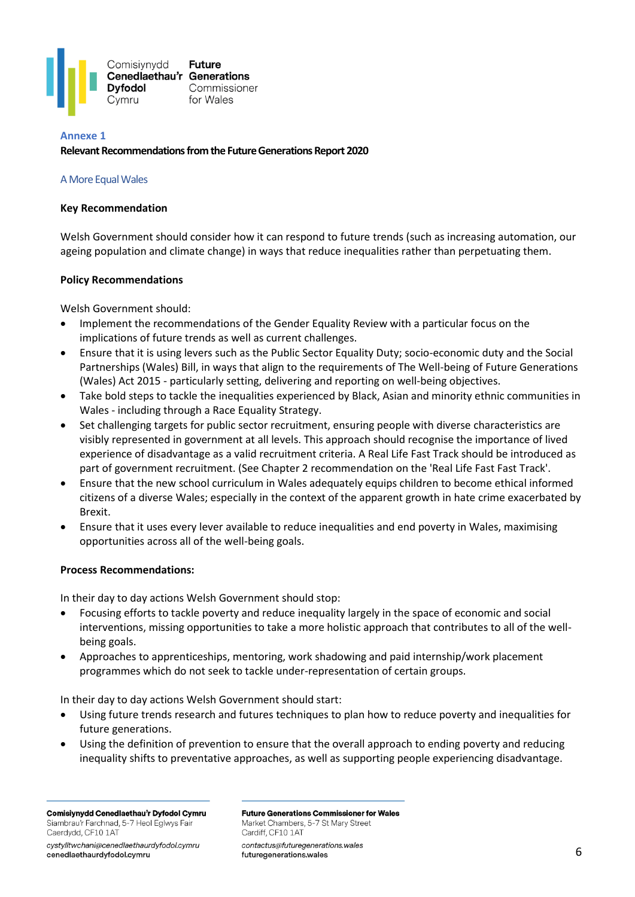## Annexe 1

**Relevant Recommendations from the Future Generations Report 2020**

### A More Equal Wales

**Key Recommendation**

Welsh Government should consider how it can respond to future trends (such as increasing automation, our ageing population and climate change) in ways that reduce inequalities rather than perpetuating them.

**Policy Recommendations**

Welsh Government should:

- Implement the recommendations of the Gender Equality Review with a particular focus on the implications of future trends as well as current challenges.
- Ensure that it is using levers such as the Public Sector Equality Duty; socio-economic duty and the Social Partnerships (Wales) Bill, in ways that align to the requirements of The Well-being of Future Generations (Wales) Act 2015 - particularly setting, delivering and reporting on well-being objectives.
- Take bold steps to tackle the inequalities experienced by Black, Asian and minority ethnic communities in Wales - including through a Race Equality Strategy.
- Set challenging targets for public sector recruitment, ensuring people with diverse characteristics are visibly represented in government at all levels. This approach should recognise the importance of lived experience of disadvantage as a valid recruitment criteria. A Real Life Fast Track should be introduced as part of government recruitment. (See Chapter 2 recommendation on the 'Real Life Fast Fast Track'.
- Ensure that the new school curriculum in Wales adequately equips children to become ethical informed citizens of a diverse Wales; especially in the context of the apparent growth in hate crime exacerbated by Brexit.
- Ensure that it uses every lever available to reduce inequalities and end poverty in Wales, maximising opportunities across all of the well-being goals.

**Process Recommendations:**

In their day to day actions Welsh Government should stop:

- Focusing efforts to tackle poverty and reduce inequality largely in the space of economic and social interventions, missing opportunities to take a more holistic approach that contributes to all of the well-being goals.
- Approaches to apprenticeships, mentoring, work shadowing and paid internship/work placement programmes which do not seek to tackle under-representation of certain groups.

In their day to day actions Welsh Government should start:

- Using future trends research and futures techniques to plan how to reduce poverty and inequalities for future generations.
- Using the definition of prevention to ensure that the overall approach to ending poverty and reducing inequality shifts to preventative approaches, as well as supporting people experiencing disadvantage.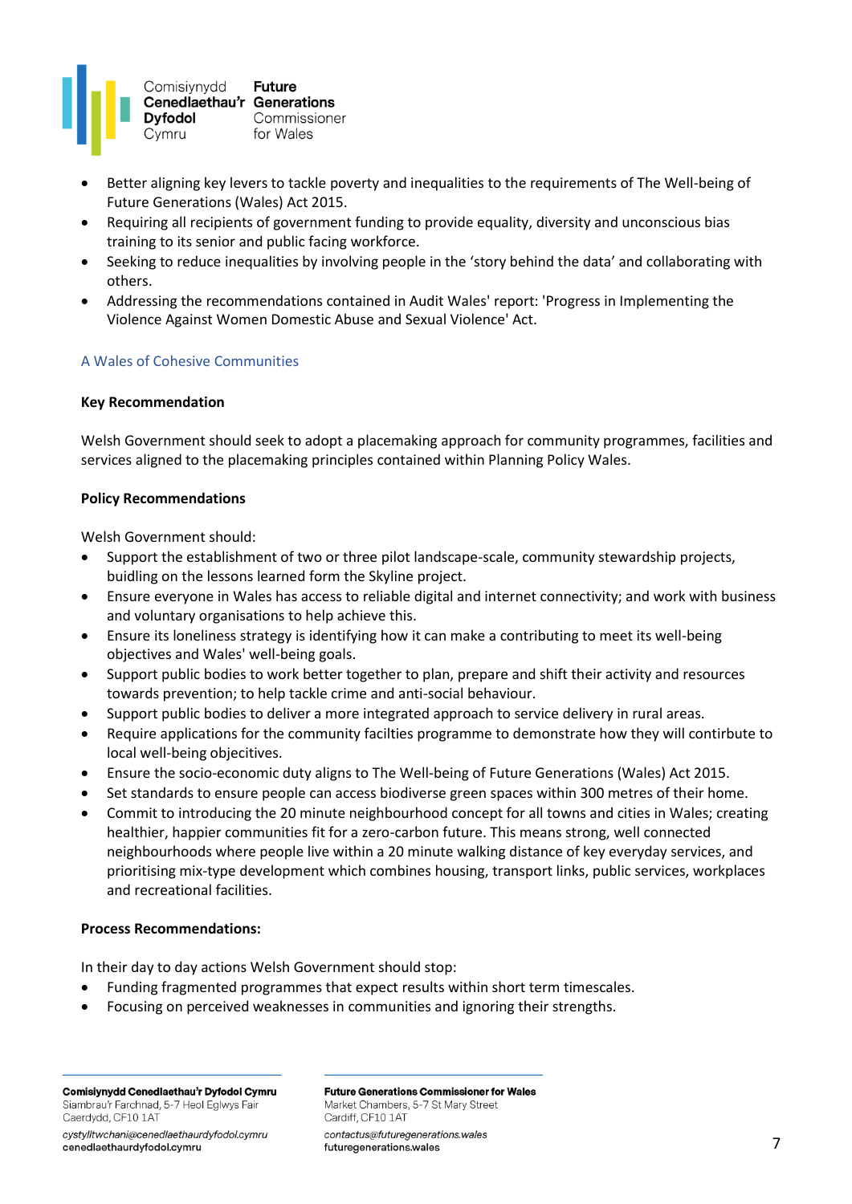- Better aligning key levers to tackle poverty and inequalities to the requirements of The Well-being of Future Generations (Wales) Act 2015.
- Requiring all recipients of government funding to provide equality, diversity and unconscious bias training to its senior and public facing workforce.
- Seeking to reduce inequalities by involving people in the 'story behind the data' and collaborating with others.
- Addressing the recommendations contained in Audit Wales' report: 'Progress in Implementing the Violence Against Women Domestic Abuse and Sexual Violence' Act.

### A Wales of Cohesive Communities

**Key Recommendation**

Welsh Government should seek to adopt a placemaking approach for community programmes, facilities and services aligned to the placemaking principles contained within Planning Policy Wales.

**Policy Recommendations**

Welsh Government should:

- Support the establishment of two or three pilot landscape-scale, community stewardship projects, buidling on the lessons learned form the Skyline project.
- Ensure everyone in Wales has access to reliable digital and internet connectivity; and work with business and voluntary organisations to help achieve this.
- Ensure its loneliness strategy is identifying how it can make a contributing to meet its well-being objectives and Wales' well-being goals.
- Support public bodies to work better together to plan, prepare and shift their activity and resources towards prevention; to help tackle crime and anti-social behaviour.
- Support public bodies to deliver a more integrated approach to service delivery in rural areas.
- Require applications for the community facilties programme to demonstrate how they will contirbute to local well-being objectives.
- Ensure the socio-economic duty aligns to The Well-being of Future Generations (Wales) Act 2015.
- Set standards to ensure people can access biodiverse green spaces within 300 metres of their home.
- Commit to introducing the 20 minute neighbourhood concept for all towns and cities in Wales; creating healthier, happier communities fit for a zero-carbon future. This means strong, well connected neighbourhoods where people live within a 20 minute walking distance of key everyday services, and prioritising mix-type development which combines housing, transport links, public services, workplaces and recreational facilities.

**Process Recommendations:**

In their day to day actions Welsh Government should stop:

- Funding fragmented programmes that expect results within short term timescales.
- Focusing on perceived weaknesses in communities and ignoring their strengths.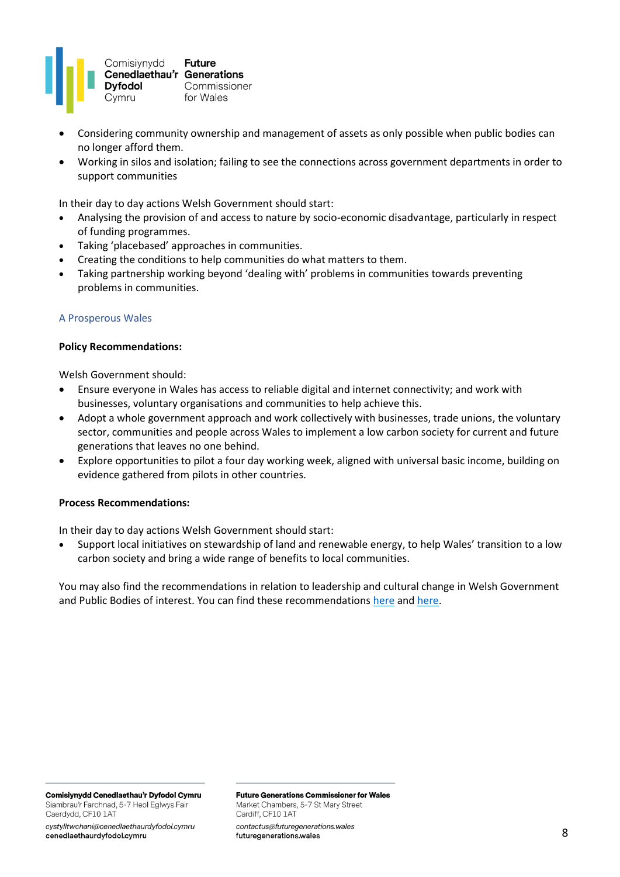- Considering community ownership and management of assets as only possible when public bodies can no longer afford them.
- Working in silos and isolation; failing to see the connections across government departments in order to support communities

In their day to day actions Welsh Government should start:

- Analysing the provision of and access to nature by socio-economic disadvantage, particularly in respect of funding programmes.
- Taking 'placebased' approaches in communities.
- Creating the conditions to help communities do what matters to them.
- Taking partnership working beyond 'dealing with' problems in communities towards preventing problems in communities.

### A Prosperous Wales

**Policy Recommendations:**

Welsh Government should:

- Ensure everyone in Wales has access to reliable digital and internet connectivity; and work with businesses, voluntary organisations and communities to help achieve this.
- Adopt a whole government approach and work collectively with businesses, trade unions, the voluntary sector, communities and people across Wales to implement a low carbon society for current and future generations that leaves no one behind.
- Explore opportunities to pilot a four day working week, aligned with universal basic income, building on evidence gathered from pilots in other countries.

**Process Recommendations:**

In their day to day actions Welsh Government should start:

- Support local initiatives on stewardship of land and renewable energy, to help Wales' transition to a low carbon society and bring a wide range of benefits to local communities.

You may also find the recommendations in relation to leadership and cultural change in Welsh Government and Public Bodies of interest. You can find these recommendations here and here.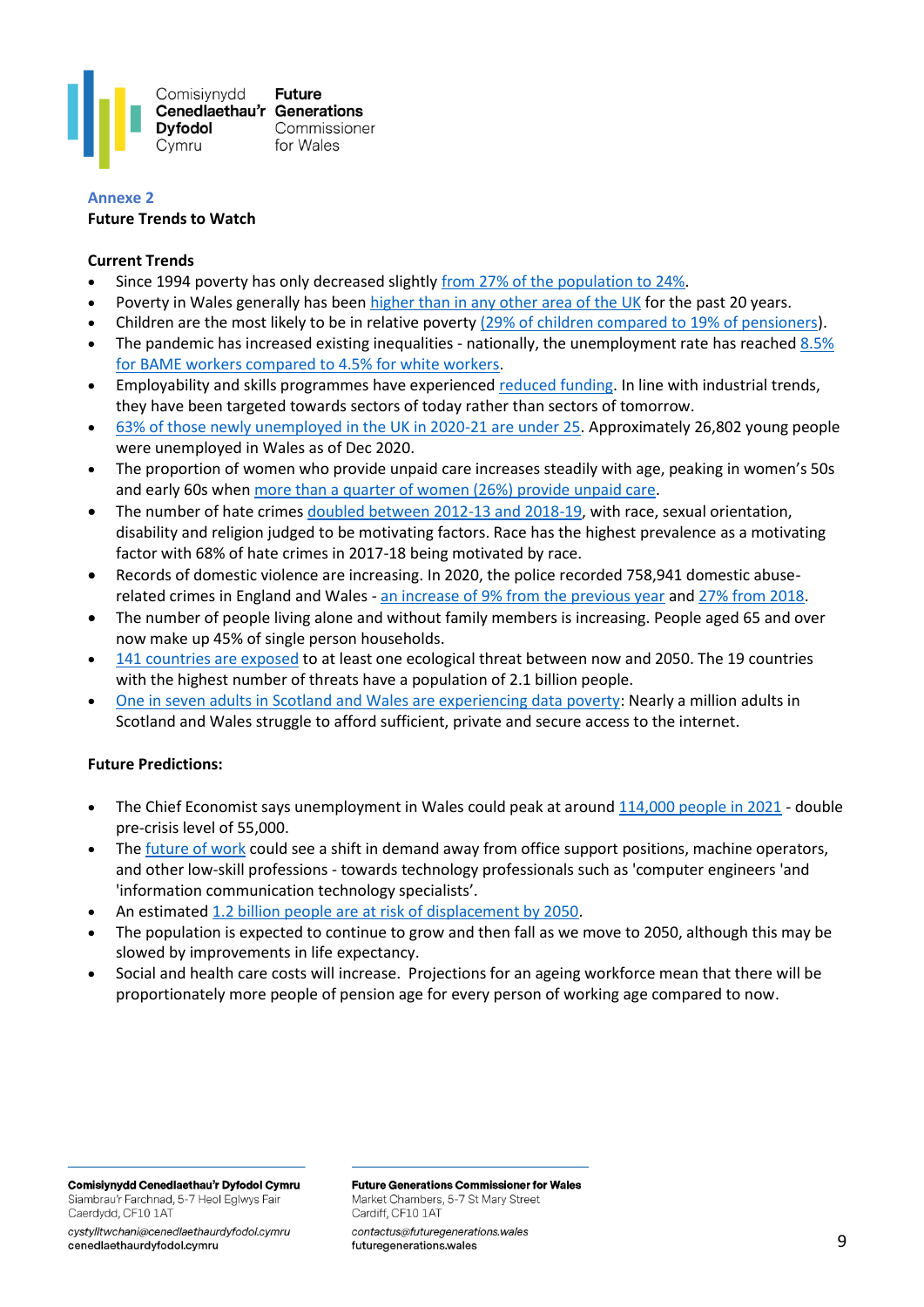Comisiynydd Cenedlaethau'r Dyfodol Cymru

Future Generations Commissioner for Wales

## Annexe 2

**Future Trends to Watch**

**Current Trends**

- Since 1994 poverty has only decreased slightly from 27% of the population to 24%.
- Poverty in Wales generally has been higher than in any other area of the UK for the past 20 years.
- Children are the most likely to be in relative poverty (29% of children compared to 19% of pensioners).
- The pandemic has increased existing inequalities - nationally, the unemployment rate has reached 8.5% for BAME workers compared to 4.5% for white workers.
- Employability and skills programmes have experienced reduced funding. In line with industrial trends, they have been targeted towards sectors of today rather than sectors of tomorrow.
- 63% of those newly unemployed in the UK in 2020-21 are under 25. Approximately 26,802 young people were unemployed in Wales as of Dec 2020.
- The proportion of women who provide unpaid care increases steadily with age, peaking in women's 50s and early 60s when more than a quarter of women (26%) provide unpaid care.
- The number of hate crimes doubled between 2012-13 and 2018-19, with race, sexual orientation, disability and religion judged to be motivating factors. Race has the highest prevalence as a motivating factor with 68% of hate crimes in 2017-18 being motivated by race.
- Records of domestic violence are increasing. In 2020, the police recorded 758,941 domestic abuse-related crimes in England and Wales - an increase of 9% from the previous year and 27% from 2018.
- The number of people living alone and without family members is increasing. People aged 65 and over now make up 45% of single person households.
- 141 countries are exposed to at least one ecological threat between now and 2050. The 19 countries with the highest number of threats have a population of 2.1 billion people.
- One in seven adults in Scotland and Wales are experiencing data poverty: Nearly a million adults in Scotland and Wales struggle to afford sufficient, private and secure access to the internet.

**Future Predictions:**

- The Chief Economist says unemployment in Wales could peak at around 114,000 people in 2021 - double pre-crisis level of 55,000.
- The future of work could see a shift in demand away from office support positions, machine operators, and other low-skill professions - towards technology professionals such as 'computer engineers 'and 'information communication technology specialists'.
- An estimated 1.2 billion people are at risk of displacement by 2050.
- The population is expected to continue to grow and then fall as we move to 2050, although this may be slowed by improvements in life expectancy.
- Social and health care costs will increase. Projections for an ageing workforce mean that there will be proportionately more people of pension age for every person of working age compared to now.

**Comisiynydd Cenedlaethau'r Dyfodol Cymru**
Siambrau'r Farchnad, 5-7 Heol Eglwys Fair
Caerdydd, CF10 1AT
*cystylltwchani@cenedlaethaudyfodol.cymru*
cenedlaethaudyfodol.cymru

**Future Generations Commissioner for Wales**
Market Chambers, 5-7 St Mary Street
Cardiff, CF10 1AT
*contactus@futuregenerations.wales*
futuregenerations.wales